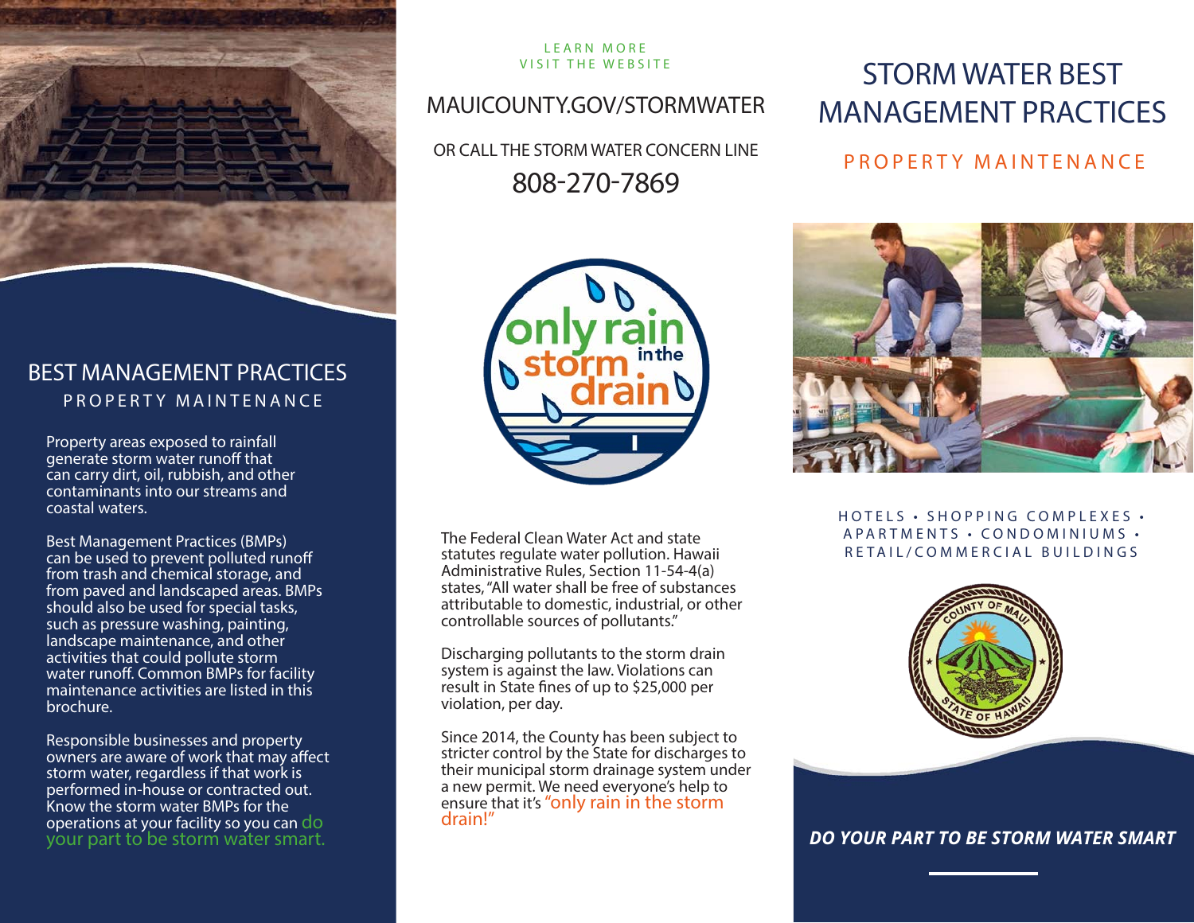# STORM WATER BEST MANAGEMENT PRACTICES

## PROPERTY MAINTENANCE

HOTELS • SHOPPING COMPLEXES • APARTMENTS • CONDOMINIUMS • RETAIL/COMMERCIAL BUILDINGS

COUNTY OF MAUI • STATE OF HAWAII

***DO YOUR PART TO BE STORM WATER SMART***

## BEST MANAGEMENT PRACTICES

### PROPERTY MAINTENANCE

Property areas exposed to rainfall generate storm water runoff that can carry dirt, oil, rubbish, and other contaminants into our streams and coastal waters.

Best Management Practices (BMPs) can be used to prevent polluted runoff from trash and chemical storage, and from paved and landscaped areas. BMPs should also be used for special tasks, such as pressure washing, painting, landscape maintenance, and other activities that could pollute storm water runoff. Common BMPs for facility maintenance activities are listed in this brochure.

Responsible businesses and property owners are aware of work that may affect storm water, regardless if that work is performed in-house or contracted out. Know the storm water BMPs for the operations at your facility so you can do your part to be storm water smart.

LEARN MORE
VISIT THE WEBSITE

MAUICOUNTY.GOV/STORMWATER

OR CALL THE STORM WATER CONCERN LINE

808-270-7869

only rain in the storm drain

The Federal Clean Water Act and state statutes regulate water pollution. Hawaii Administrative Rules, Section 11-54-4(a) states, "All water shall be free of substances attributable to domestic, industrial, or other controllable sources of pollutants."

Discharging pollutants to the storm drain system is against the law. Violations can result in State fines of up to $25,000 per violation, per day.

Since 2014, the County has been subject to stricter control by the State for discharges to their municipal storm drainage system under a new permit. We need everyone's help to ensure that it's "only rain in the storm drain!"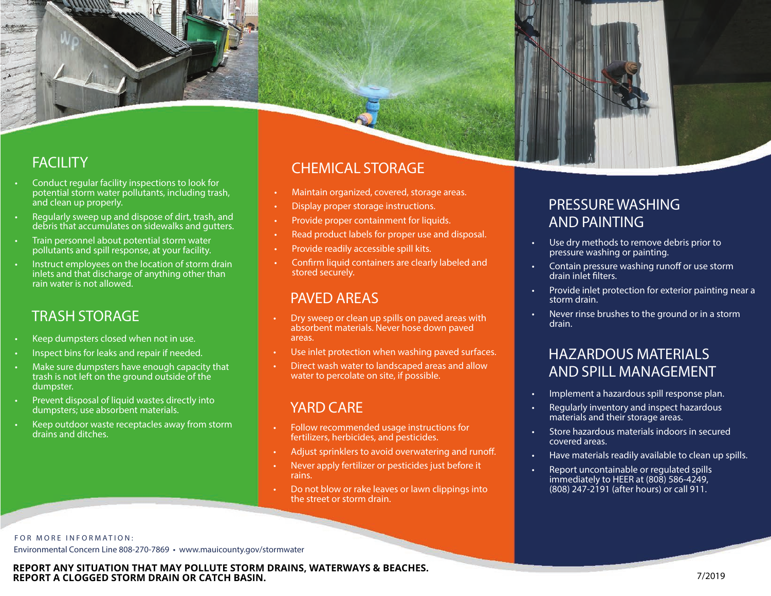## FACILITY

- Conduct regular facility inspections to look for potential storm water pollutants, including trash, and clean up properly.
- Regularly sweep up and dispose of dirt, trash, and debris that accumulates on sidewalks and gutters.
- Train personnel about potential storm water pollutants and spill response, at your facility.
- Instruct employees on the location of storm drain inlets and that discharge of anything other than rain water is not allowed.

## TRASH STORAGE

- Keep dumpsters closed when not in use.
- Inspect bins for leaks and repair if needed.
- Make sure dumpsters have enough capacity that trash is not left on the ground outside of the dumpster.
- Prevent disposal of liquid wastes directly into dumpsters; use absorbent materials.
- Keep outdoor waste receptacles away from storm drains and ditches.

## CHEMICAL STORAGE

- Maintain organized, covered, storage areas.
- Display proper storage instructions.
- Provide proper containment for liquids.
- Read product labels for proper use and disposal.
- Provide readily accessible spill kits.
- Confirm liquid containers are clearly labeled and stored securely.

## PAVED AREAS

- Dry sweep or clean up spills on paved areas with absorbent materials. Never hose down paved areas.
- Use inlet protection when washing paved surfaces.
- Direct wash water to landscaped areas and allow water to percolate on site, if possible.

## YARD CARE

- Follow recommended usage instructions for fertilizers, herbicides, and pesticides.
- Adjust sprinklers to avoid overwatering and runoff.
- Never apply fertilizer or pesticides just before it rains.
- Do not blow or rake leaves or lawn clippings into the street or storm drain.

## PRESSURE WASHING AND PAINTING

- Use dry methods to remove debris prior to pressure washing or painting.
- Contain pressure washing runoff or use storm drain inlet filters.
- Provide inlet protection for exterior painting near a storm drain.
- Never rinse brushes to the ground or in a storm drain.

## HAZARDOUS MATERIALS AND SPILL MANAGEMENT

- Implement a hazardous spill response plan.
- Regularly inventory and inspect hazardous materials and their storage areas.
- Store hazardous materials indoors in secured covered areas.
- Have materials readily available to clean up spills.
- Report uncontainable or regulated spills immediately to HEER at (808) 586-4249, (808) 247-2191 (after hours) or call 911.

FOR MORE INFORMATION:

Environmental Concern Line 808-270-7869 • www.mauicounty.gov/stormwater

**REPORT ANY SITUATION THAT MAY POLLUTE STORM DRAINS, WATERWAYS & BEACHES.**
**REPORT A CLOGGED STORM DRAIN OR CATCH BASIN.**

7/2019